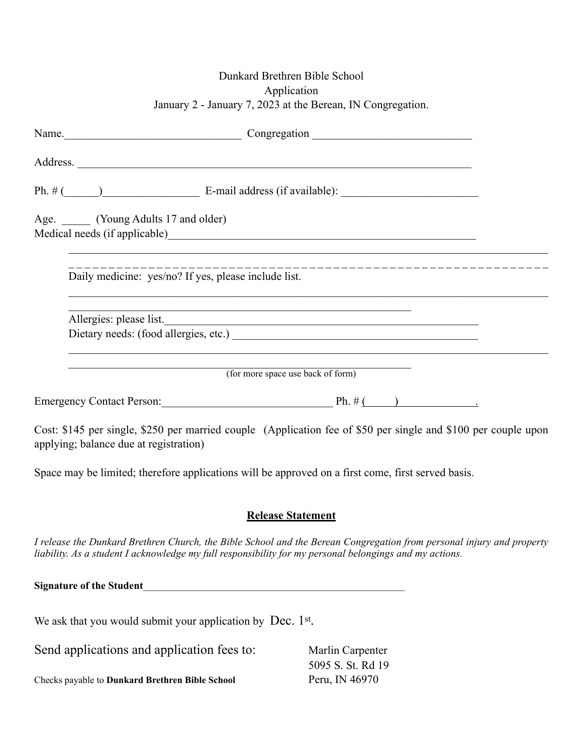Dunkard Brethren Bible School
Application
January 2 - January 7, 2023 at the Berean, IN Congregation.

Name.______________________________ Congregation ___________________________

Address. ___________________________________________________________________

Ph. # (______)________________ E-mail address (if available): _______________________

Age. _____ (Young Adults 17 and older)
Medical needs (if applicable)____________________________________________________

______________________________________________________________________________

_ _ _ _ _ _ _ _ _ _ _ _ _ _ _ _ _ _ _ _ _ _ _ _ _ _ _ _ _ _ _ _ _ _ _ _ _ _ _ _ _ _ _ _ _ _ _ _ _ _ _ _ _ _ _ _ _ _ _ _ _ _

Daily medicine: yes/no? If yes, please include list.

______________________________________________________________________________

__________________________________________________________

Allergies: please list.____________________________________________________

Dietary needs: (food allergies, etc.) ______________________________________

______________________________________________________________________________

__________________________________________________________

(for more space use back of form)

Emergency Contact Person:______________________________ Ph. # (_____)_____________.

Cost: $145 per single, $250 per married couple (Application fee of $50 per single and $100 per couple upon applying; balance due at registration)

Space may be limited; therefore applications will be approved on a first come, first served basis.

**Release Statement**

*I release the Dunkard Brethren Church, the Bible School and the Berean Congregation from personal injury and property liability. As a student I acknowledge my full responsibility for my personal belongings and my actions.*

**Signature of the Student**_______________________________________________

We ask that you would submit your application by Dec. 1st.

Send applications and application fees to:

Marlin Carpenter
5095 S. St. Rd 19
Peru, IN 46970

Checks payable to **Dunkard Brethren Bible School**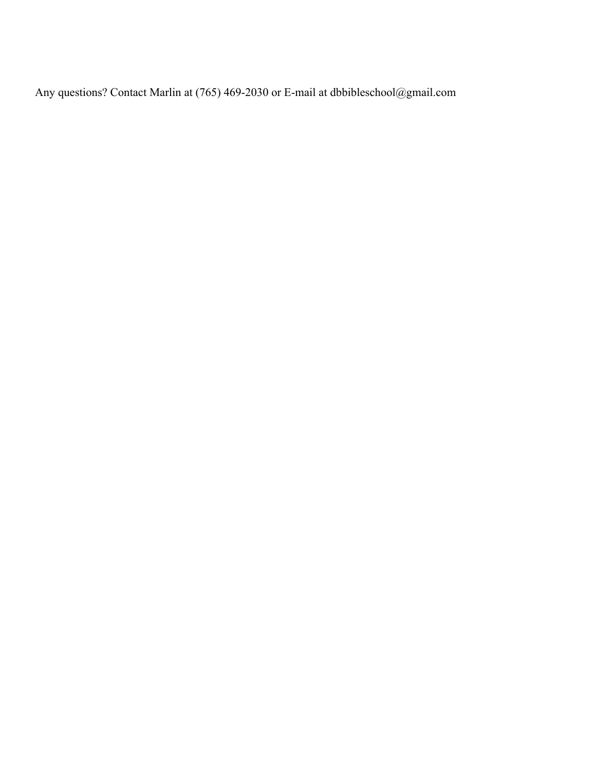Any questions? Contact Marlin at (765) 469-2030 or E-mail at dbbibleschool@gmail.com